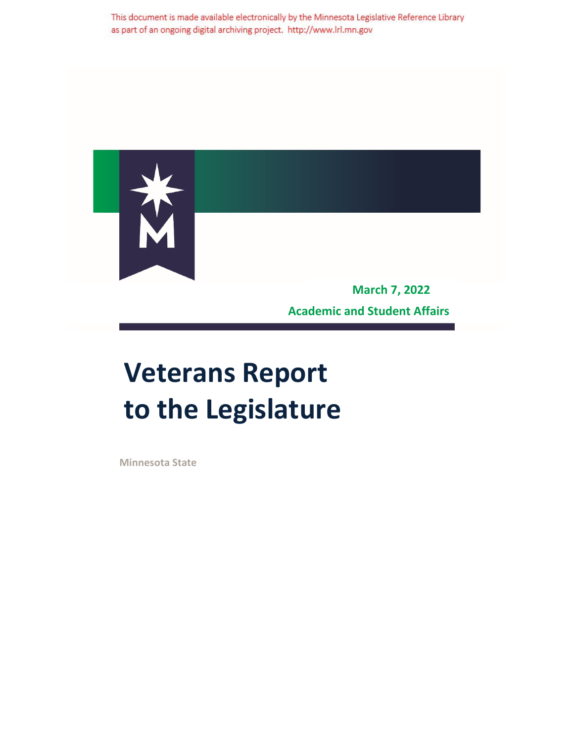This document is made available electronically by the Minnesota Legislative Reference Library as part of an ongoing digital archiving project. http://www.lrl.mn.gov

**March 7, 2022**

**Academic and Student Affairs**

# Veterans Report to the Legislature

**Minnesota State**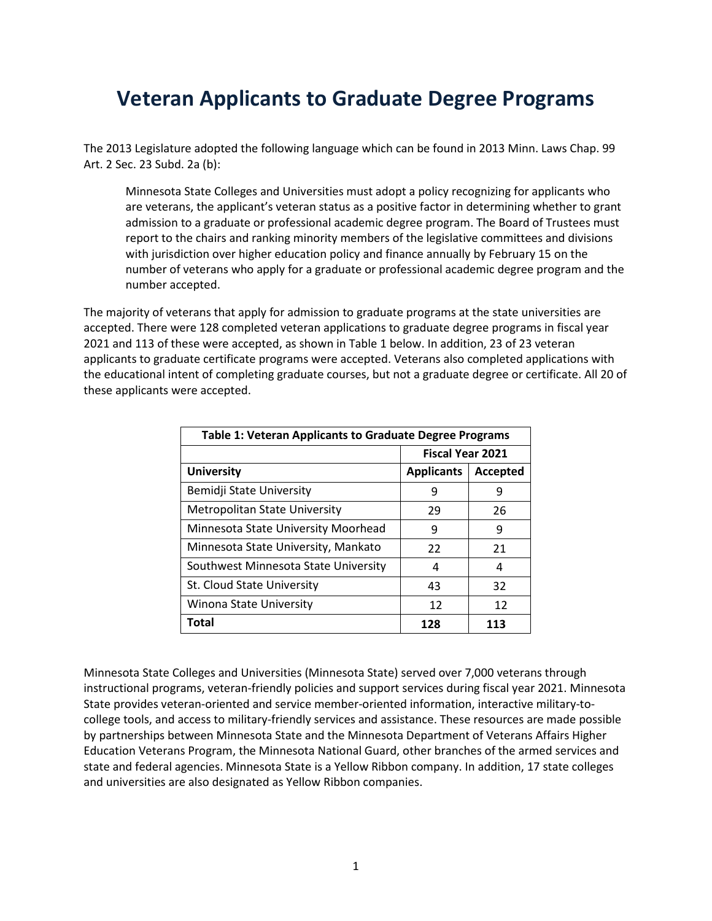# Veteran Applicants to Graduate Degree Programs

The 2013 Legislature adopted the following language which can be found in 2013 Minn. Laws Chap. 99 Art. 2 Sec. 23 Subd. 2a (b):

> Minnesota State Colleges and Universities must adopt a policy recognizing for applicants who are veterans, the applicant's veteran status as a positive factor in determining whether to grant admission to a graduate or professional academic degree program. The Board of Trustees must report to the chairs and ranking minority members of the legislative committees and divisions with jurisdiction over higher education policy and finance annually by February 15 on the number of veterans who apply for a graduate or professional academic degree program and the number accepted.

The majority of veterans that apply for admission to graduate programs at the state universities are accepted. There were 128 completed veteran applications to graduate degree programs in fiscal year 2021 and 113 of these were accepted, as shown in Table 1 below. In addition, 23 of 23 veteran applicants to graduate certificate programs were accepted. Veterans also completed applications with the educational intent of completing graduate courses, but not a graduate degree or certificate. All 20 of these applicants were accepted.

**Table 1: Veteran Applicants to Graduate Degree Programs**

| | Fiscal Year 2021 | |
|---|---|---|
| **University** | **Applicants** | **Accepted** |
| Bemidji State University | 9 | 9 |
| Metropolitan State University | 29 | 26 |
| Minnesota State University Moorhead | 9 | 9 |
| Minnesota State University, Mankato | 22 | 21 |
| Southwest Minnesota State University | 4 | 4 |
| St. Cloud State University | 43 | 32 |
| Winona State University | 12 | 12 |
| **Total** | **128** | **113** |

Minnesota State Colleges and Universities (Minnesota State) served over 7,000 veterans through instructional programs, veteran-friendly policies and support services during fiscal year 2021. Minnesota State provides veteran-oriented and service member-oriented information, interactive military-to-college tools, and access to military-friendly services and assistance. These resources are made possible by partnerships between Minnesota State and the Minnesota Department of Veterans Affairs Higher Education Veterans Program, the Minnesota National Guard, other branches of the armed services and state and federal agencies. Minnesota State is a Yellow Ribbon company. In addition, 17 state colleges and universities are also designated as Yellow Ribbon companies.